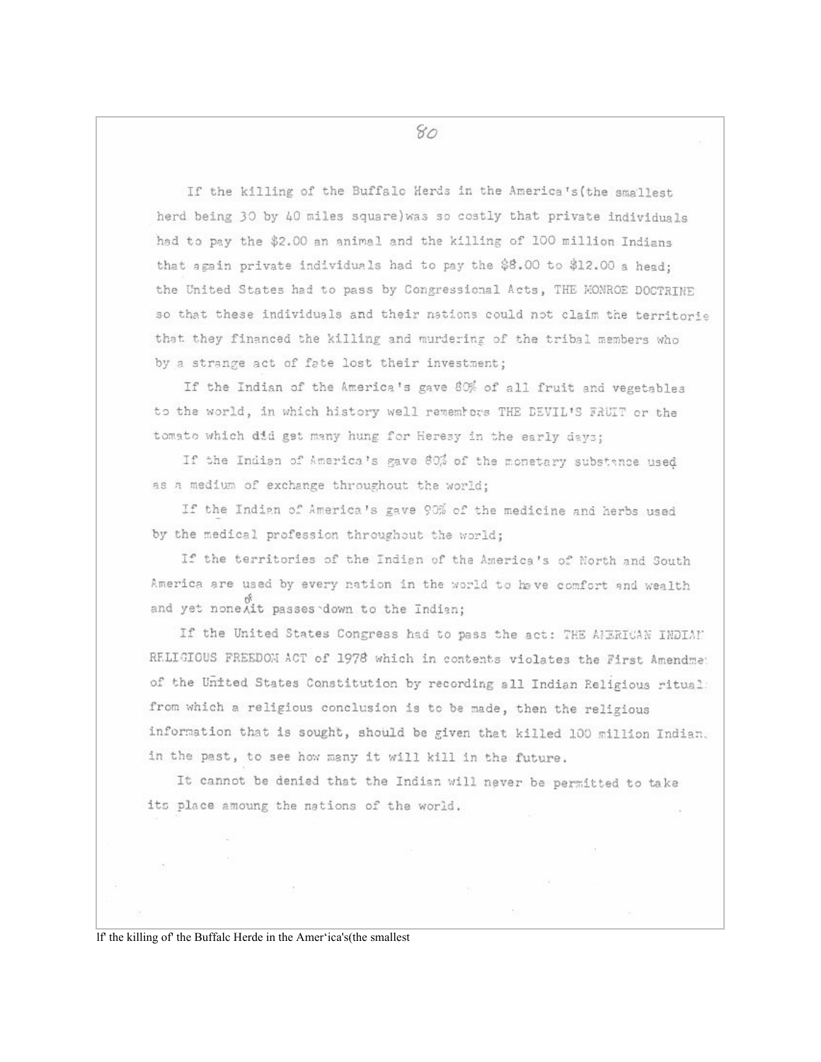If the killing of the Buffalo Herds in the America's(the smallest herd being 30 by 40 miles square)was so costly that private individuals had to pay the $2.00 an animal and the killing of 100 million Indians that again private individuals had to pay the $8.00 to $12.00 a head; the United States had to pass by Congressional Acts, THE MONROE DOCTRINE so that these individuals and their nations could not claim the territorie that they financed the killing and murdering of the tribal members who by a strange act of fate lost their investment;

If the Indian of the America's gave 80% of all fruit and vegetables to the world, in which history well remembers THE DEVIL'S FRUIT or the tomato which did get many hung for Heresy in the early days;

If the Indian of America's gave 60% of the monetary substance used as a medium of exchange throughout the world;

If the Indian of America's gave 90% of the medicine and herbs used by the medical profession throughout the world;

If the territories of the Indian of the America's of North and South America are used by every nation in the world to have comfort and wealth and yet none of it passes down to the Indian;

If the United States Congress had to pass the act: THE AMERICAN INDIAN RELIGIOUS FREEDOM ACT of 1978 which in contents violates the First Amendme of the United States Constitution by recording all Indian Religious ritual from which a religious conclusion is to be made, then the religious information that is sought, should be given that killed 100 million Indian in the past, to see how many it will kill in the future.

It cannot be denied that the Indian will never be permitted to take its place amoung the nations of the world.

If the killing of the Buffalc Herde in the Amer'ica's(the smallest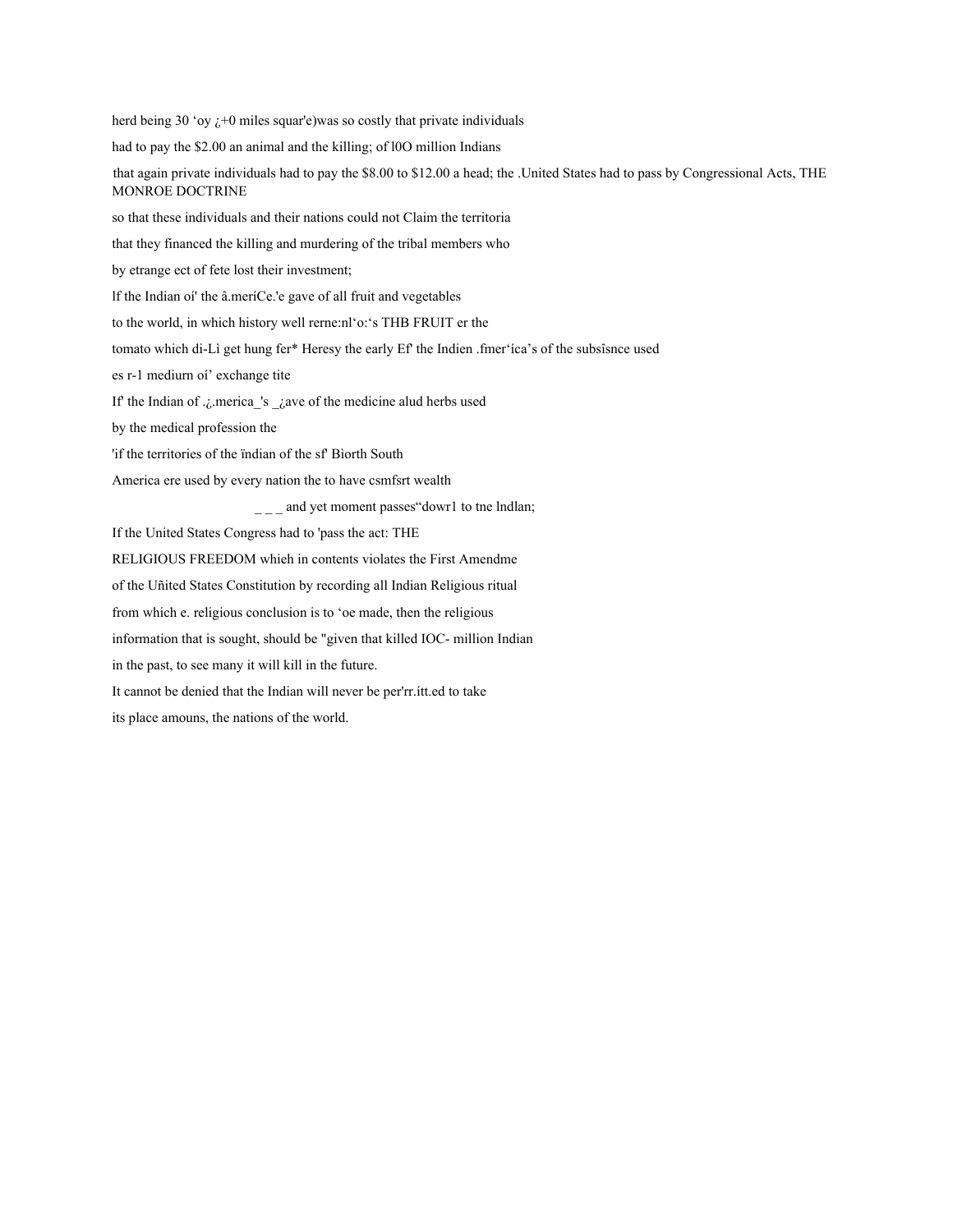herd being 30 ‘oy ¿+0 miles squar'e)was so costly that private individuals

had to pay the $2.00 an animal and the killing; of l0O million Indians

that again private individuals had to pay the $8.00 to $12.00 a head; the .United States had to pass by Congressional Acts, THE MONROE DOCTRINE

so that these individuals and their nations could not Claim the territoria

that they financed the killing and murdering of the tribal members who

by etrange ect of fete lost their investment;

lf the Indian oí' the â.meríCe.'e gave of all fruit and vegetables

to the world, in which history well rerne:nl‘o:‘s THB FRUIT er the

tomato which di-Lì get hung fer* Heresy the early Ef' the Indien .fmer‘íca’s of the subsîsnce used

es r-1 mediurn oí’ exchange tite

If' the Indian of .¿.merica_'s _¿ave of the medicine alud herbs used

by the medical profession the

'if the territories of the ïndian of the sf' Bìorth South

America ere used by every nation the to have csmfsrt wealth

_ _ _ and yet moment passes“dowr1 to tne lndlan;

If the United States Congress had to 'pass the act: THE

RELIGIOUS FREEDOM whieh in contents violates the First Amendme

of the Uñited States Constitution by recording all Indian Religious ritual

from which e. religious conclusion is to ‘oe made, then the religious

information that is sought, should be "given that killed IOC- million Indian

in the past, to see many it will kill in the future.

It cannot be denied that the Indian will never be per'rr.ítt.ed to take

its place amouns, the nations of the world.